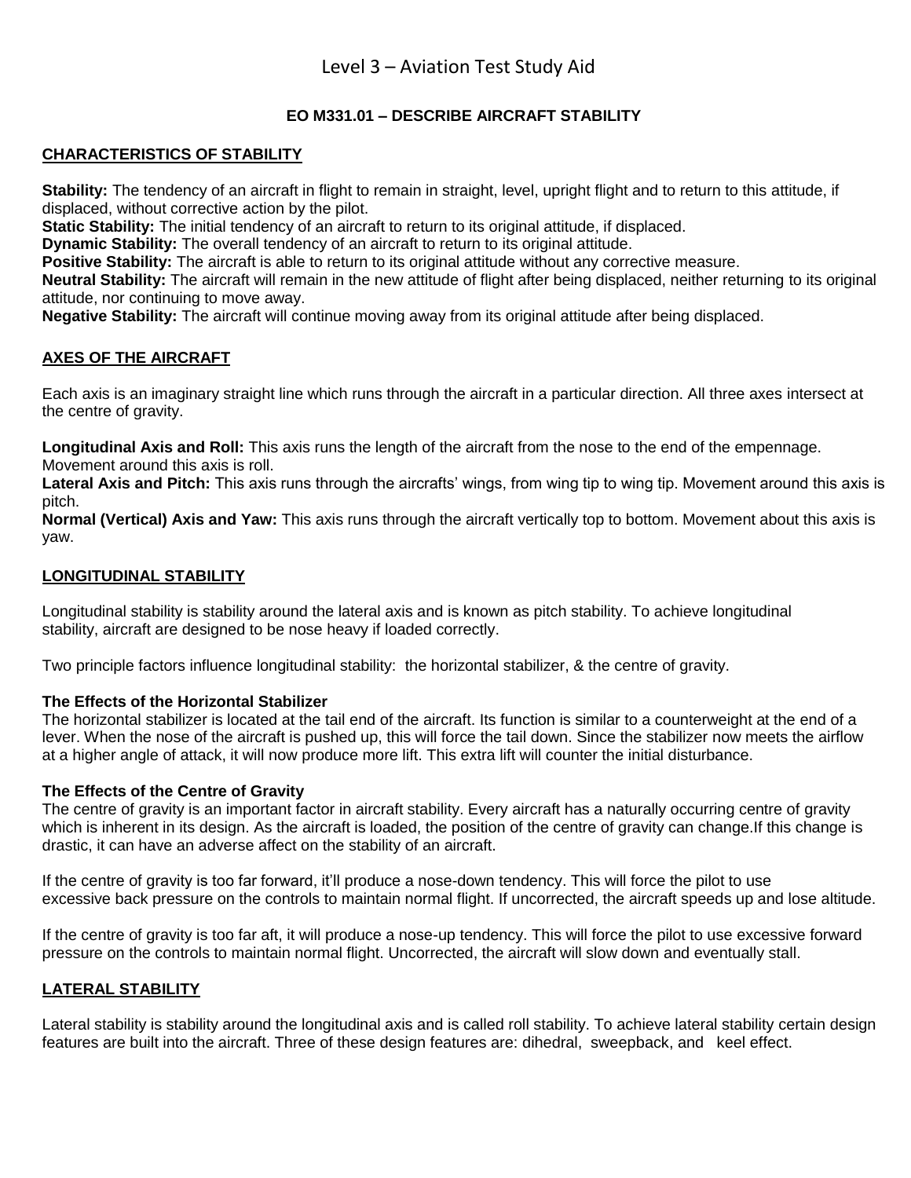# Level 3 – Aviation Test Study Aid

## EO M331.01 – DESCRIBE AIRCRAFT STABILITY

### CHARACTERISTICS OF STABILITY

**Stability:** The tendency of an aircraft in flight to remain in straight, level, upright flight and to return to this attitude, if displaced, without corrective action by the pilot.
**Static Stability:** The initial tendency of an aircraft to return to its original attitude, if displaced.
**Dynamic Stability:** The overall tendency of an aircraft to return to its original attitude.
**Positive Stability:** The aircraft is able to return to its original attitude without any corrective measure.
**Neutral Stability:** The aircraft will remain in the new attitude of flight after being displaced, neither returning to its original attitude, nor continuing to move away.
**Negative Stability:** The aircraft will continue moving away from its original attitude after being displaced.

### AXES OF THE AIRCRAFT

Each axis is an imaginary straight line which runs through the aircraft in a particular direction. All three axes intersect at the centre of gravity.

**Longitudinal Axis and Roll:** This axis runs the length of the aircraft from the nose to the end of the empennage. Movement around this axis is roll.
**Lateral Axis and Pitch:** This axis runs through the aircrafts' wings, from wing tip to wing tip. Movement around this axis is pitch.
**Normal (Vertical) Axis and Yaw:** This axis runs through the aircraft vertically top to bottom. Movement about this axis is yaw.

### LONGITUDINAL STABILITY

Longitudinal stability is stability around the lateral axis and is known as pitch stability. To achieve longitudinal stability, aircraft are designed to be nose heavy if loaded correctly.

Two principle factors influence longitudinal stability: the horizontal stabilizer, & the centre of gravity.

#### The Effects of the Horizontal Stabilizer

The horizontal stabilizer is located at the tail end of the aircraft. Its function is similar to a counterweight at the end of a lever. When the nose of the aircraft is pushed up, this will force the tail down. Since the stabilizer now meets the airflow at a higher angle of attack, it will now produce more lift. This extra lift will counter the initial disturbance.

#### The Effects of the Centre of Gravity

The centre of gravity is an important factor in aircraft stability. Every aircraft has a naturally occurring centre of gravity which is inherent in its design. As the aircraft is loaded, the position of the centre of gravity can change.If this change is drastic, it can have an adverse affect on the stability of an aircraft.

If the centre of gravity is too far forward, it'll produce a nose-down tendency. This will force the pilot to use excessive back pressure on the controls to maintain normal flight. If uncorrected, the aircraft speeds up and lose altitude.

If the centre of gravity is too far aft, it will produce a nose-up tendency. This will force the pilot to use excessive forward pressure on the controls to maintain normal flight. Uncorrected, the aircraft will slow down and eventually stall.

### LATERAL STABILITY

Lateral stability is stability around the longitudinal axis and is called roll stability. To achieve lateral stability certain design features are built into the aircraft. Three of these design features are: dihedral, sweepback, and keel effect.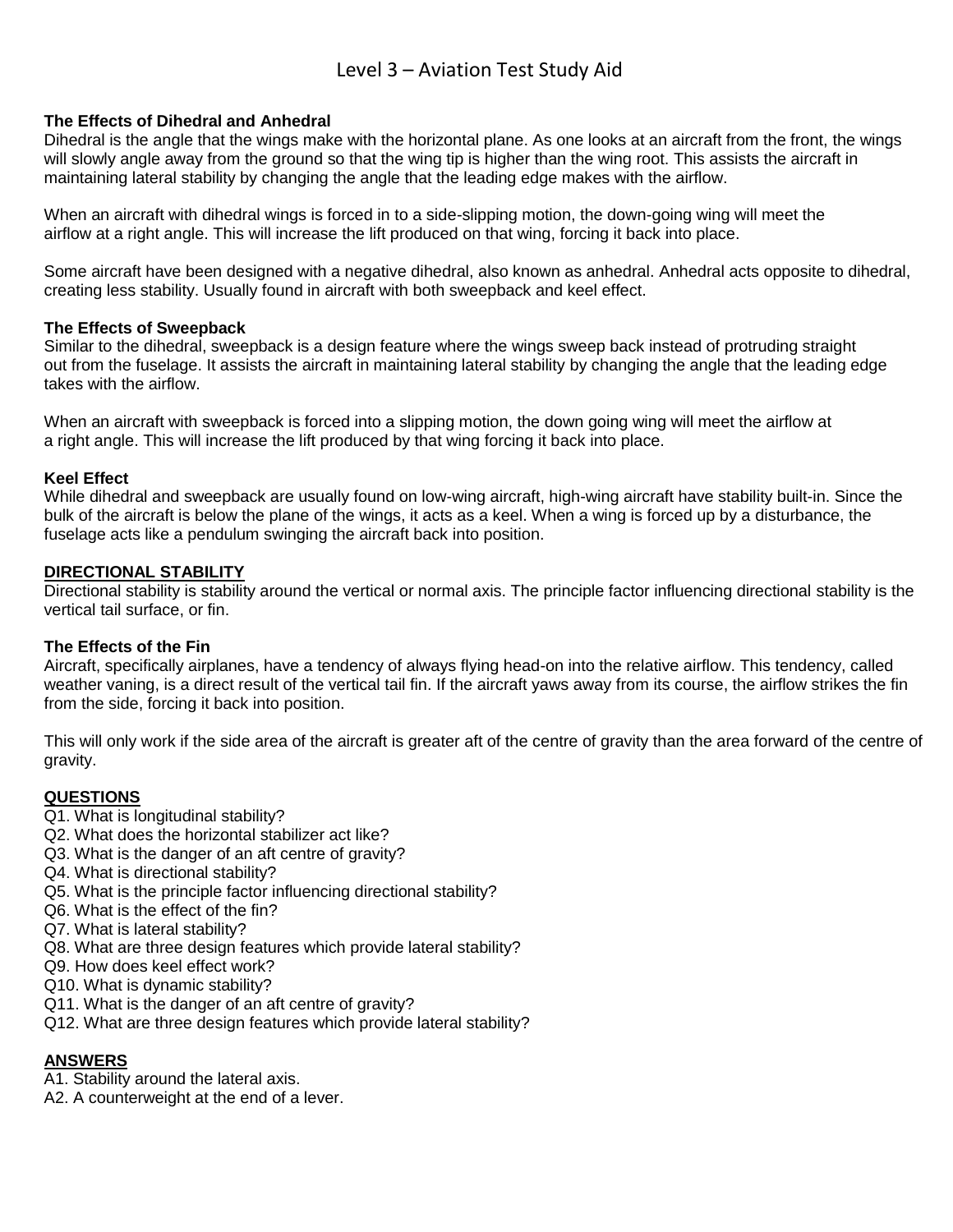# Level 3 – Aviation Test Study Aid

**The Effects of Dihedral and Anhedral**
Dihedral is the angle that the wings make with the horizontal plane. As one looks at an aircraft from the front, the wings will slowly angle away from the ground so that the wing tip is higher than the wing root. This assists the aircraft in maintaining lateral stability by changing the angle that the leading edge makes with the airflow.

When an aircraft with dihedral wings is forced in to a side-slipping motion, the down-going wing will meet the airflow at a right angle. This will increase the lift produced on that wing, forcing it back into place.

Some aircraft have been designed with a negative dihedral, also known as anhedral. Anhedral acts opposite to dihedral, creating less stability. Usually found in aircraft with both sweepback and keel effect.

**The Effects of Sweepback**
Similar to the dihedral, sweepback is a design feature where the wings sweep back instead of protruding straight out from the fuselage. It assists the aircraft in maintaining lateral stability by changing the angle that the leading edge takes with the airflow.

When an aircraft with sweepback is forced into a slipping motion, the down going wing will meet the airflow at a right angle. This will increase the lift produced by that wing forcing it back into place.

**Keel Effect**
While dihedral and sweepback are usually found on low-wing aircraft, high-wing aircraft have stability built-in. Since the bulk of the aircraft is below the plane of the wings, it acts as a keel. When a wing is forced up by a disturbance, the fuselage acts like a pendulum swinging the aircraft back into position.

## DIRECTIONAL STABILITY

Directional stability is stability around the vertical or normal axis. The principle factor influencing directional stability is the vertical tail surface, or fin.

**The Effects of the Fin**
Aircraft, specifically airplanes, have a tendency of always flying head-on into the relative airflow. This tendency, called weather vaning, is a direct result of the vertical tail fin. If the aircraft yaws away from its course, the airflow strikes the fin from the side, forcing it back into position.

This will only work if the side area of the aircraft is greater aft of the centre of gravity than the area forward of the centre of gravity.

## QUESTIONS

Q1. What is longitudinal stability?
Q2. What does the horizontal stabilizer act like?
Q3. What is the danger of an aft centre of gravity?
Q4. What is directional stability?
Q5. What is the principle factor influencing directional stability?
Q6. What is the effect of the fin?
Q7. What is lateral stability?
Q8. What are three design features which provide lateral stability?
Q9. How does keel effect work?
Q10. What is dynamic stability?
Q11. What is the danger of an aft centre of gravity?
Q12. What are three design features which provide lateral stability?

## ANSWERS

A1. Stability around the lateral axis.
A2. A counterweight at the end of a lever.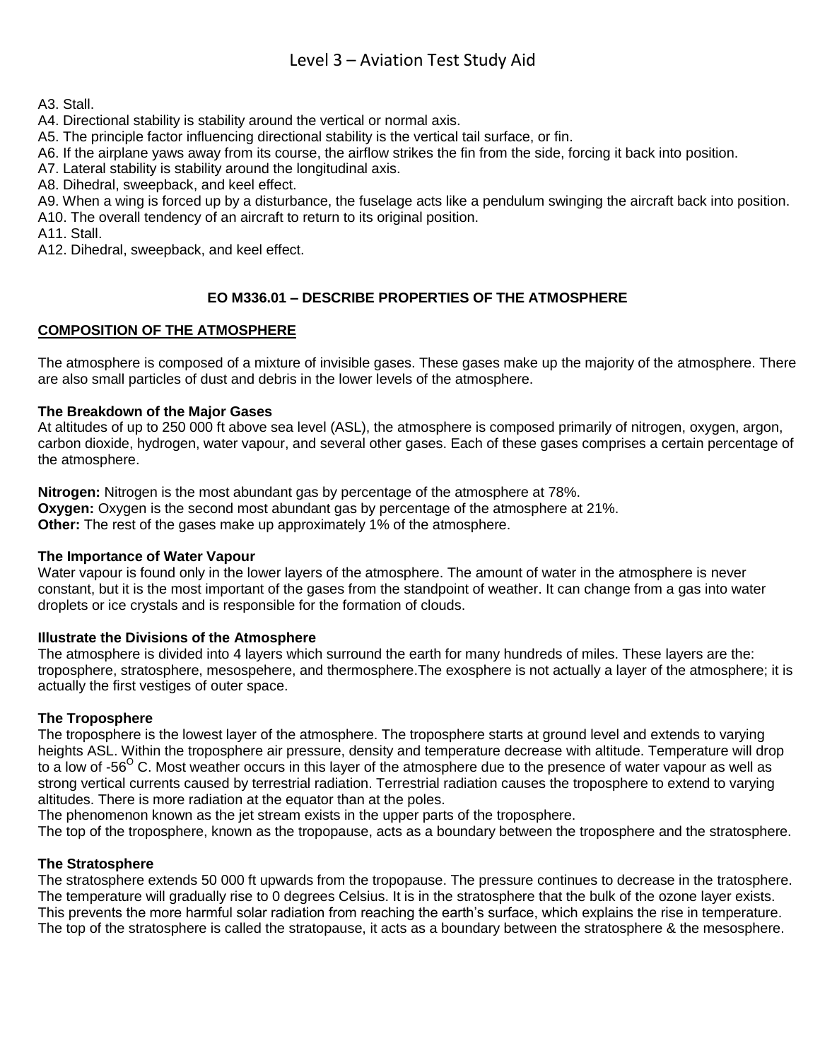A3. Stall.
A4. Directional stability is stability around the vertical or normal axis.
A5. The principle factor influencing directional stability is the vertical tail surface, or fin.
A6. If the airplane yaws away from its course, the airflow strikes the fin from the side, forcing it back into position.
A7. Lateral stability is stability around the longitudinal axis.
A8. Dihedral, sweepback, and keel effect.
A9. When a wing is forced up by a disturbance, the fuselage acts like a pendulum swinging the aircraft back into position.
A10. The overall tendency of an aircraft to return to its original position.
A11. Stall.
A12. Dihedral, sweepback, and keel effect.

## EO M336.01 – DESCRIBE PROPERTIES OF THE ATMOSPHERE

### COMPOSITION OF THE ATMOSPHERE

The atmosphere is composed of a mixture of invisible gases. These gases make up the majority of the atmosphere. There are also small particles of dust and debris in the lower levels of the atmosphere.

**The Breakdown of the Major Gases**
At altitudes of up to 250 000 ft above sea level (ASL), the atmosphere is composed primarily of nitrogen, oxygen, argon, carbon dioxide, hydrogen, water vapour, and several other gases. Each of these gases comprises a certain percentage of the atmosphere.

**Nitrogen:** Nitrogen is the most abundant gas by percentage of the atmosphere at 78%.
**Oxygen:** Oxygen is the second most abundant gas by percentage of the atmosphere at 21%.
**Other:** The rest of the gases make up approximately 1% of the atmosphere.

**The Importance of Water Vapour**
Water vapour is found only in the lower layers of the atmosphere. The amount of water in the atmosphere is never constant, but it is the most important of the gases from the standpoint of weather. It can change from a gas into water droplets or ice crystals and is responsible for the formation of clouds.

**Illustrate the Divisions of the Atmosphere**
The atmosphere is divided into 4 layers which surround the earth for many hundreds of miles. These layers are the: troposphere, stratosphere, mesospehere, and thermosphere.The exosphere is not actually a layer of the atmosphere; it is actually the first vestiges of outer space.

**The Troposphere**
The troposphere is the lowest layer of the atmosphere. The troposphere starts at ground level and extends to varying heights ASL. Within the troposphere air pressure, density and temperature decrease with altitude. Temperature will drop to a low of -56$^{O}$ C. Most weather occurs in this layer of the atmosphere due to the presence of water vapour as well as strong vertical currents caused by terrestrial radiation. Terrestrial radiation causes the troposphere to extend to varying altitudes. There is more radiation at the equator than at the poles.
The phenomenon known as the jet stream exists in the upper parts of the troposphere.
The top of the troposphere, known as the tropopause, acts as a boundary between the troposphere and the stratosphere.

**The Stratosphere**
The stratosphere extends 50 000 ft upwards from the tropopause. The pressure continues to decrease in the tratosphere. The temperature will gradually rise to 0 degrees Celsius. It is in the stratosphere that the bulk of the ozone layer exists. This prevents the more harmful solar radiation from reaching the earth's surface, which explains the rise in temperature. The top of the stratosphere is called the stratopause, it acts as a boundary between the stratosphere & the mesosphere.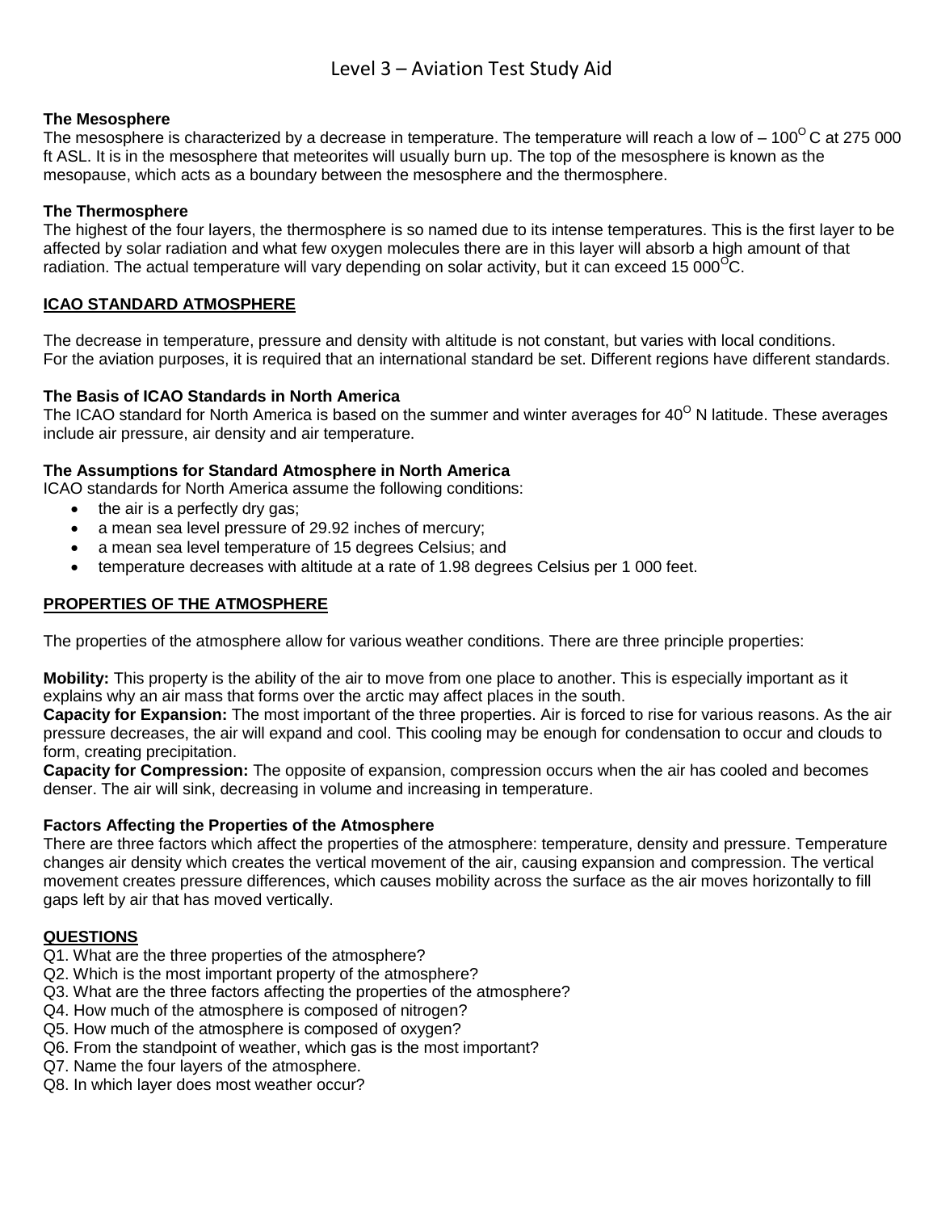### The Mesosphere

The mesosphere is characterized by a decrease in temperature. The temperature will reach a low of – $100^{O}$ C at 275 000 ft ASL. It is in the mesosphere that meteorites will usually burn up. The top of the mesosphere is known as the mesopause, which acts as a boundary between the mesosphere and the thermosphere.

### The Thermosphere

The highest of the four layers, the thermosphere is so named due to its intense temperatures. This is the first layer to be affected by solar radiation and what few oxygen molecules there are in this layer will absorb a high amount of that radiation. The actual temperature will vary depending on solar activity, but it can exceed 15 $000^{O}$C.

## ICAO STANDARD ATMOSPHERE

The decrease in temperature, pressure and density with altitude is not constant, but varies with local conditions. For the aviation purposes, it is required that an international standard be set. Different regions have different standards.

### The Basis of ICAO Standards in North America

The ICAO standard for North America is based on the summer and winter averages for $40^{O}$ N latitude. These averages include air pressure, air density and air temperature.

### The Assumptions for Standard Atmosphere in North America

ICAO standards for North America assume the following conditions:

- the air is a perfectly dry gas;
- a mean sea level pressure of 29.92 inches of mercury;
- a mean sea level temperature of 15 degrees Celsius; and
- temperature decreases with altitude at a rate of 1.98 degrees Celsius per 1 000 feet.

## PROPERTIES OF THE ATMOSPHERE

The properties of the atmosphere allow for various weather conditions. There are three principle properties:

**Mobility:** This property is the ability of the air to move from one place to another. This is especially important as it explains why an air mass that forms over the arctic may affect places in the south.

**Capacity for Expansion:** The most important of the three properties. Air is forced to rise for various reasons. As the air pressure decreases, the air will expand and cool. This cooling may be enough for condensation to occur and clouds to form, creating precipitation.

**Capacity for Compression:** The opposite of expansion, compression occurs when the air has cooled and becomes denser. The air will sink, decreasing in volume and increasing in temperature.

### Factors Affecting the Properties of the Atmosphere

There are three factors which affect the properties of the atmosphere: temperature, density and pressure. Temperature changes air density which creates the vertical movement of the air, causing expansion and compression. The vertical movement creates pressure differences, which causes mobility across the surface as the air moves horizontally to fill gaps left by air that has moved vertically.

## QUESTIONS

Q1. What are the three properties of the atmosphere?
Q2. Which is the most important property of the atmosphere?
Q3. What are the three factors affecting the properties of the atmosphere?
Q4. How much of the atmosphere is composed of nitrogen?
Q5. How much of the atmosphere is composed of oxygen?
Q6. From the standpoint of weather, which gas is the most important?
Q7. Name the four layers of the atmosphere.
Q8. In which layer does most weather occur?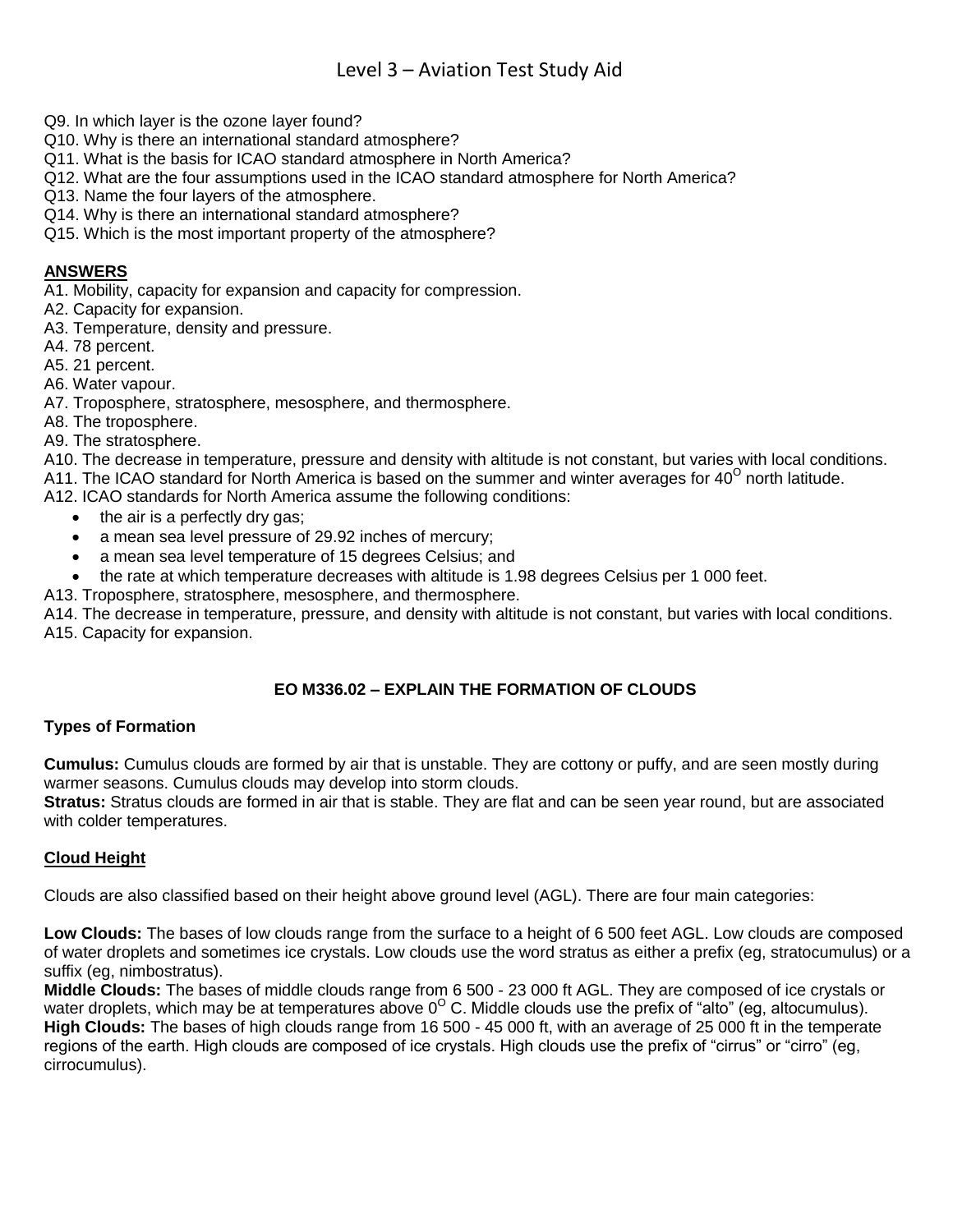Q9. In which layer is the ozone layer found?
Q10. Why is there an international standard atmosphere?
Q11. What is the basis for ICAO standard atmosphere in North America?
Q12. What are the four assumptions used in the ICAO standard atmosphere for North America?
Q13. Name the four layers of the atmosphere.
Q14. Why is there an international standard atmosphere?
Q15. Which is the most important property of the atmosphere?

**ANSWERS**

A1. Mobility, capacity for expansion and capacity for compression.
A2. Capacity for expansion.
A3. Temperature, density and pressure.
A4. 78 percent.
A5. 21 percent.
A6. Water vapour.
A7. Troposphere, stratosphere, mesosphere, and thermosphere.
A8. The troposphere.
A9. The stratosphere.
A10. The decrease in temperature, pressure and density with altitude is not constant, but varies with local conditions.
A11. The ICAO standard for North America is based on the summer and winter averages for $40^{O}$ north latitude.
A12. ICAO standards for North America assume the following conditions:

- the air is a perfectly dry gas;
- a mean sea level pressure of 29.92 inches of mercury;
- a mean sea level temperature of 15 degrees Celsius; and
- the rate at which temperature decreases with altitude is 1.98 degrees Celsius per 1 000 feet.

A13. Troposphere, stratosphere, mesosphere, and thermosphere.
A14. The decrease in temperature, pressure, and density with altitude is not constant, but varies with local conditions.
A15. Capacity for expansion.

## EO M336.02 – EXPLAIN THE FORMATION OF CLOUDS

### Types of Formation

**Cumulus:** Cumulus clouds are formed by air that is unstable. They are cottony or puffy, and are seen mostly during warmer seasons. Cumulus clouds may develop into storm clouds.
**Stratus:** Stratus clouds are formed in air that is stable. They are flat and can be seen year round, but are associated with colder temperatures.

### Cloud Height

Clouds are also classified based on their height above ground level (AGL). There are four main categories:

**Low Clouds:** The bases of low clouds range from the surface to a height of 6 500 feet AGL. Low clouds are composed of water droplets and sometimes ice crystals. Low clouds use the word stratus as either a prefix (eg, stratocumulus) or a suffix (eg, nimbostratus).
**Middle Clouds:** The bases of middle clouds range from 6 500 - 23 000 ft AGL. They are composed of ice crystals or water droplets, which may be at temperatures above $0^{O}$ C. Middle clouds use the prefix of "alto" (eg, altocumulus).
**High Clouds:** The bases of high clouds range from 16 500 - 45 000 ft, with an average of 25 000 ft in the temperate regions of the earth. High clouds are composed of ice crystals. High clouds use the prefix of "cirrus" or "cirro" (eg, cirrocumulus).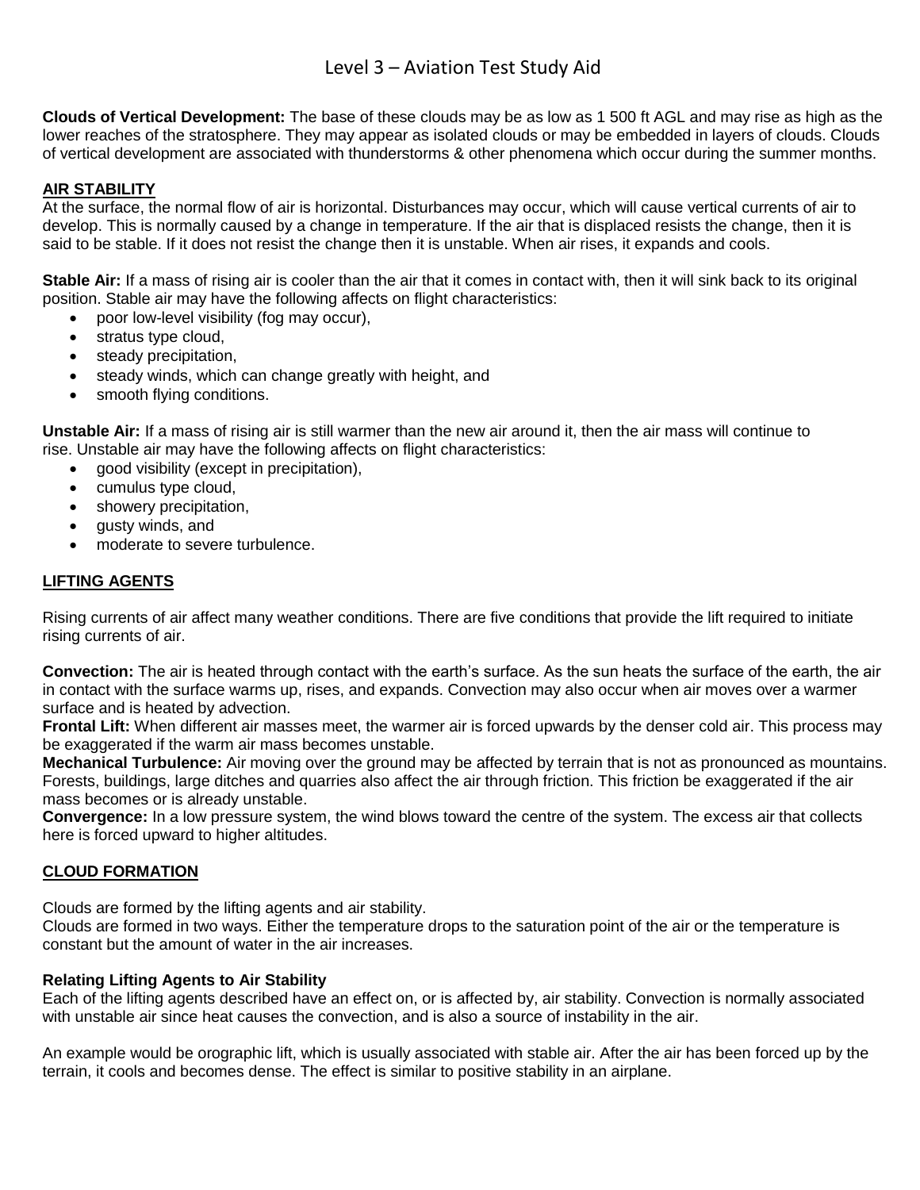**Clouds of Vertical Development:** The base of these clouds may be as low as 1 500 ft AGL and may rise as high as the lower reaches of the stratosphere. They may appear as isolated clouds or may be embedded in layers of clouds. Clouds of vertical development are associated with thunderstorms & other phenomena which occur during the summer months.

## AIR STABILITY

At the surface, the normal flow of air is horizontal. Disturbances may occur, which will cause vertical currents of air to develop. This is normally caused by a change in temperature. If the air that is displaced resists the change, then it is said to be stable. If it does not resist the change then it is unstable. When air rises, it expands and cools.

**Stable Air:** If a mass of rising air is cooler than the air that it comes in contact with, then it will sink back to its original position. Stable air may have the following affects on flight characteristics:

- poor low-level visibility (fog may occur),
- stratus type cloud,
- steady precipitation,
- steady winds, which can change greatly with height, and
- smooth flying conditions.

**Unstable Air:** If a mass of rising air is still warmer than the new air around it, then the air mass will continue to rise. Unstable air may have the following affects on flight characteristics:

- good visibility (except in precipitation),
- cumulus type cloud,
- showery precipitation,
- gusty winds, and
- moderate to severe turbulence.

## LIFTING AGENTS

Rising currents of air affect many weather conditions. There are five conditions that provide the lift required to initiate rising currents of air.

**Convection:** The air is heated through contact with the earth's surface. As the sun heats the surface of the earth, the air in contact with the surface warms up, rises, and expands. Convection may also occur when air moves over a warmer surface and is heated by advection.
**Frontal Lift:** When different air masses meet, the warmer air is forced upwards by the denser cold air. This process may be exaggerated if the warm air mass becomes unstable.
**Mechanical Turbulence:** Air moving over the ground may be affected by terrain that is not as pronounced as mountains. Forests, buildings, large ditches and quarries also affect the air through friction. This friction be exaggerated if the air mass becomes or is already unstable.
**Convergence:** In a low pressure system, the wind blows toward the centre of the system. The excess air that collects here is forced upward to higher altitudes.

## CLOUD FORMATION

Clouds are formed by the lifting agents and air stability.
Clouds are formed in two ways. Either the temperature drops to the saturation point of the air or the temperature is constant but the amount of water in the air increases.

### Relating Lifting Agents to Air Stability

Each of the lifting agents described have an effect on, or is affected by, air stability. Convection is normally associated with unstable air since heat causes the convection, and is also a source of instability in the air.

An example would be orographic lift, which is usually associated with stable air. After the air has been forced up by the terrain, it cools and becomes dense. The effect is similar to positive stability in an airplane.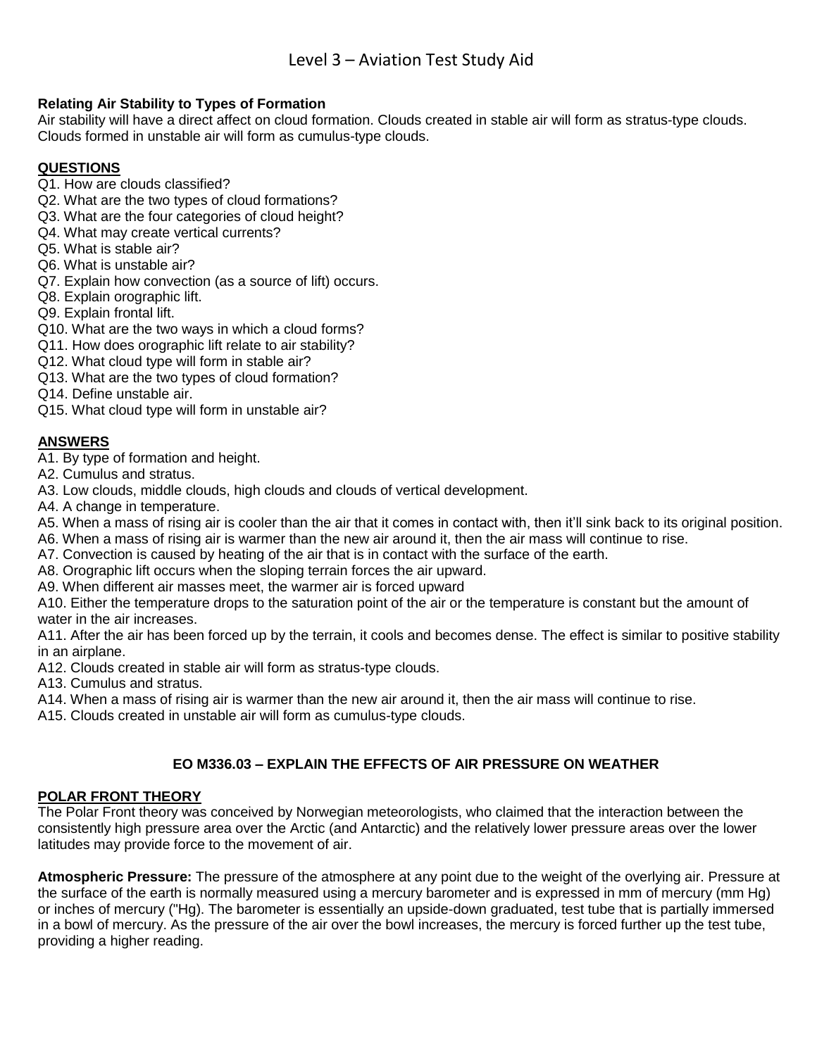**Relating Air Stability to Types of Formation**
Air stability will have a direct affect on cloud formation. Clouds created in stable air will form as stratus-type clouds. Clouds formed in unstable air will form as cumulus-type clouds.

**QUESTIONS**

Q1. How are clouds classified?
Q2. What are the two types of cloud formations?
Q3. What are the four categories of cloud height?
Q4. What may create vertical currents?
Q5. What is stable air?
Q6. What is unstable air?
Q7. Explain how convection (as a source of lift) occurs.
Q8. Explain orographic lift.
Q9. Explain frontal lift.
Q10. What are the two ways in which a cloud forms?
Q11. How does orographic lift relate to air stability?
Q12. What cloud type will form in stable air?
Q13. What are the two types of cloud formation?
Q14. Define unstable air.
Q15. What cloud type will form in unstable air?

**ANSWERS**

A1. By type of formation and height.
A2. Cumulus and stratus.
A3. Low clouds, middle clouds, high clouds and clouds of vertical development.
A4. A change in temperature.
A5. When a mass of rising air is cooler than the air that it comes in contact with, then it'll sink back to its original position.
A6. When a mass of rising air is warmer than the new air around it, then the air mass will continue to rise.
A7. Convection is caused by heating of the air that is in contact with the surface of the earth.
A8. Orographic lift occurs when the sloping terrain forces the air upward.
A9. When different air masses meet, the warmer air is forced upward
A10. Either the temperature drops to the saturation point of the air or the temperature is constant but the amount of water in the air increases.
A11. After the air has been forced up by the terrain, it cools and becomes dense. The effect is similar to positive stability in an airplane.
A12. Clouds created in stable air will form as stratus-type clouds.
A13. Cumulus and stratus.
A14. When a mass of rising air is warmer than the new air around it, then the air mass will continue to rise.
A15. Clouds created in unstable air will form as cumulus-type clouds.

## EO M336.03 – EXPLAIN THE EFFECTS OF AIR PRESSURE ON WEATHER

**POLAR FRONT THEORY**

The Polar Front theory was conceived by Norwegian meteorologists, who claimed that the interaction between the consistently high pressure area over the Arctic (and Antarctic) and the relatively lower pressure areas over the lower latitudes may provide force to the movement of air.

**Atmospheric Pressure:** The pressure of the atmosphere at any point due to the weight of the overlying air. Pressure at the surface of the earth is normally measured using a mercury barometer and is expressed in mm of mercury (mm Hg) or inches of mercury ("Hg). The barometer is essentially an upside-down graduated, test tube that is partially immersed in a bowl of mercury. As the pressure of the air over the bowl increases, the mercury is forced further up the test tube, providing a higher reading.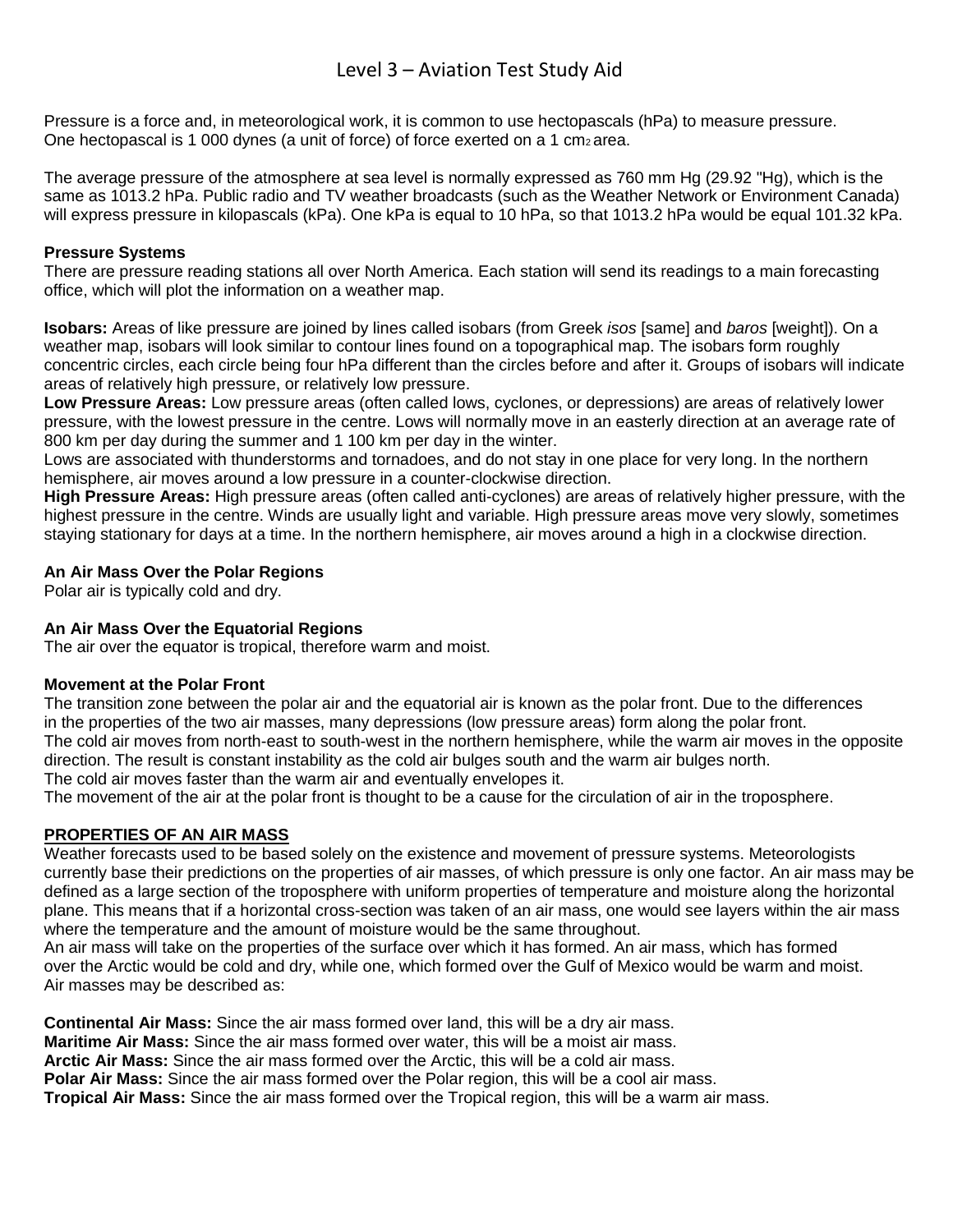# Level 3 – Aviation Test Study Aid

Pressure is a force and, in meteorological work, it is common to use hectopascals (hPa) to measure pressure. One hectopascal is 1 000 dynes (a unit of force) of force exerted on a 1 $cm_2$ area.

The average pressure of the atmosphere at sea level is normally expressed as 760 mm Hg (29.92 "Hg), which is the same as 1013.2 hPa. Public radio and TV weather broadcasts (such as the Weather Network or Environment Canada) will express pressure in kilopascals (kPa). One kPa is equal to 10 hPa, so that 1013.2 hPa would be equal 101.32 kPa.

**Pressure Systems**

There are pressure reading stations all over North America. Each station will send its readings to a main forecasting office, which will plot the information on a weather map.

**Isobars:** Areas of like pressure are joined by lines called isobars (from Greek *isos* [same] and *baros* [weight]). On a weather map, isobars will look similar to contour lines found on a topographical map. The isobars form roughly concentric circles, each circle being four hPa different than the circles before and after it. Groups of isobars will indicate areas of relatively high pressure, or relatively low pressure.

**Low Pressure Areas:** Low pressure areas (often called lows, cyclones, or depressions) are areas of relatively lower pressure, with the lowest pressure in the centre. Lows will normally move in an easterly direction at an average rate of 800 km per day during the summer and 1 100 km per day in the winter.

Lows are associated with thunderstorms and tornadoes, and do not stay in one place for very long. In the northern hemisphere, air moves around a low pressure in a counter-clockwise direction.

**High Pressure Areas:** High pressure areas (often called anti-cyclones) are areas of relatively higher pressure, with the highest pressure in the centre. Winds are usually light and variable. High pressure areas move very slowly, sometimes staying stationary for days at a time. In the northern hemisphere, air moves around a high in a clockwise direction.

**An Air Mass Over the Polar Regions**

Polar air is typically cold and dry.

**An Air Mass Over the Equatorial Regions**

The air over the equator is tropical, therefore warm and moist.

**Movement at the Polar Front**

The transition zone between the polar air and the equatorial air is known as the polar front. Due to the differences in the properties of the two air masses, many depressions (low pressure areas) form along the polar front.

The cold air moves from north-east to south-west in the northern hemisphere, while the warm air moves in the opposite direction. The result is constant instability as the cold air bulges south and the warm air bulges north.

The cold air moves faster than the warm air and eventually envelopes it.

The movement of the air at the polar front is thought to be a cause for the circulation of air in the troposphere.

**PROPERTIES OF AN AIR MASS**

Weather forecasts used to be based solely on the existence and movement of pressure systems. Meteorologists currently base their predictions on the properties of air masses, of which pressure is only one factor. An air mass may be defined as a large section of the troposphere with uniform properties of temperature and moisture along the horizontal plane. This means that if a horizontal cross-section was taken of an air mass, one would see layers within the air mass where the temperature and the amount of moisture would be the same throughout.

An air mass will take on the properties of the surface over which it has formed. An air mass, which has formed over the Arctic would be cold and dry, while one, which formed over the Gulf of Mexico would be warm and moist. Air masses may be described as:

**Continental Air Mass:** Since the air mass formed over land, this will be a dry air mass.
**Maritime Air Mass:** Since the air mass formed over water, this will be a moist air mass.
**Arctic Air Mass:** Since the air mass formed over the Arctic, this will be a cold air mass.
**Polar Air Mass:** Since the air mass formed over the Polar region, this will be a cool air mass.
**Tropical Air Mass:** Since the air mass formed over the Tropical region, this will be a warm air mass.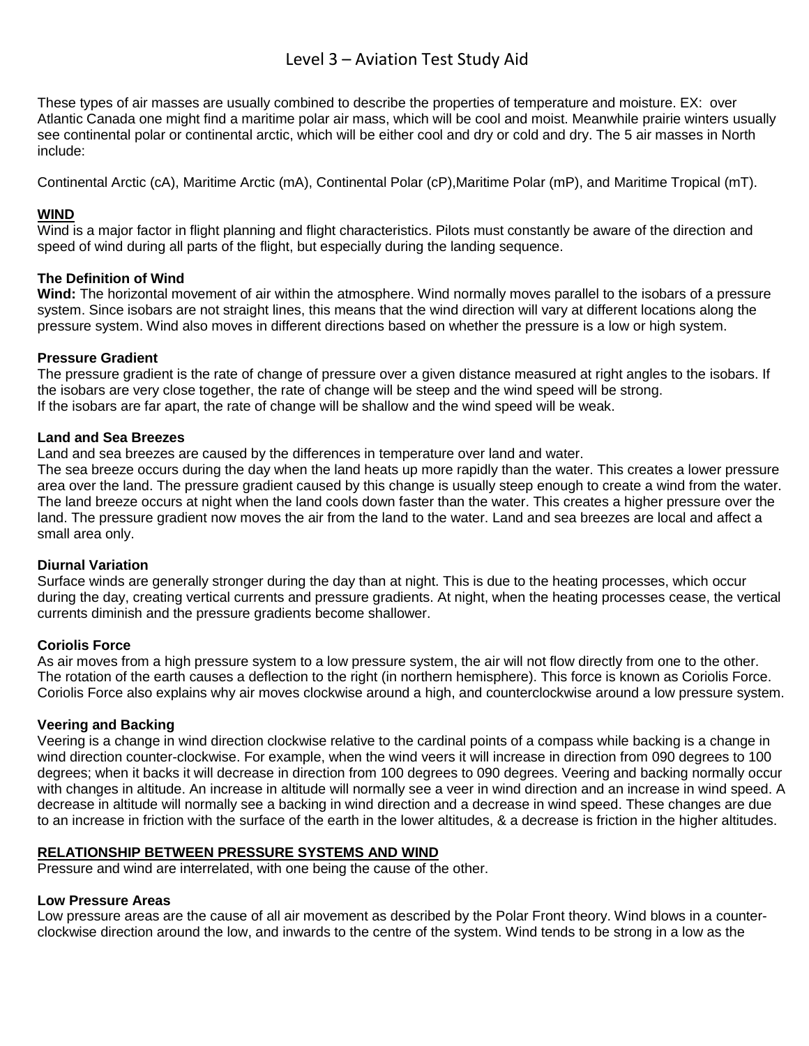These types of air masses are usually combined to describe the properties of temperature and moisture. EX: over Atlantic Canada one might find a maritime polar air mass, which will be cool and moist. Meanwhile prairie winters usually see continental polar or continental arctic, which will be either cool and dry or cold and dry. The 5 air masses in North include:

Continental Arctic (cA), Maritime Arctic (mA), Continental Polar (cP),Maritime Polar (mP), and Maritime Tropical (mT).

## WIND

Wind is a major factor in flight planning and flight characteristics. Pilots must constantly be aware of the direction and speed of wind during all parts of the flight, but especially during the landing sequence.

### The Definition of Wind

**Wind:** The horizontal movement of air within the atmosphere. Wind normally moves parallel to the isobars of a pressure system. Since isobars are not straight lines, this means that the wind direction will vary at different locations along the pressure system. Wind also moves in different directions based on whether the pressure is a low or high system.

### Pressure Gradient

The pressure gradient is the rate of change of pressure over a given distance measured at right angles to the isobars. If the isobars are very close together, the rate of change will be steep and the wind speed will be strong.
If the isobars are far apart, the rate of change will be shallow and the wind speed will be weak.

### Land and Sea Breezes

Land and sea breezes are caused by the differences in temperature over land and water.
The sea breeze occurs during the day when the land heats up more rapidly than the water. This creates a lower pressure area over the land. The pressure gradient caused by this change is usually steep enough to create a wind from the water. The land breeze occurs at night when the land cools down faster than the water. This creates a higher pressure over the land. The pressure gradient now moves the air from the land to the water. Land and sea breezes are local and affect a small area only.

### Diurnal Variation

Surface winds are generally stronger during the day than at night. This is due to the heating processes, which occur during the day, creating vertical currents and pressure gradients. At night, when the heating processes cease, the vertical currents diminish and the pressure gradients become shallower.

### Coriolis Force

As air moves from a high pressure system to a low pressure system, the air will not flow directly from one to the other. The rotation of the earth causes a deflection to the right (in northern hemisphere). This force is known as Coriolis Force. Coriolis Force also explains why air moves clockwise around a high, and counterclockwise around a low pressure system.

### Veering and Backing

Veering is a change in wind direction clockwise relative to the cardinal points of a compass while backing is a change in wind direction counter-clockwise. For example, when the wind veers it will increase in direction from 090 degrees to 100 degrees; when it backs it will decrease in direction from 100 degrees to 090 degrees. Veering and backing normally occur with changes in altitude. An increase in altitude will normally see a veer in wind direction and an increase in wind speed. A decrease in altitude will normally see a backing in wind direction and a decrease in wind speed. These changes are due to an increase in friction with the surface of the earth in the lower altitudes, & a decrease is friction in the higher altitudes.

## RELATIONSHIP BETWEEN PRESSURE SYSTEMS AND WIND

Pressure and wind are interrelated, with one being the cause of the other.

### Low Pressure Areas

Low pressure areas are the cause of all air movement as described by the Polar Front theory. Wind blows in a counter-clockwise direction around the low, and inwards to the centre of the system. Wind tends to be strong in a low as the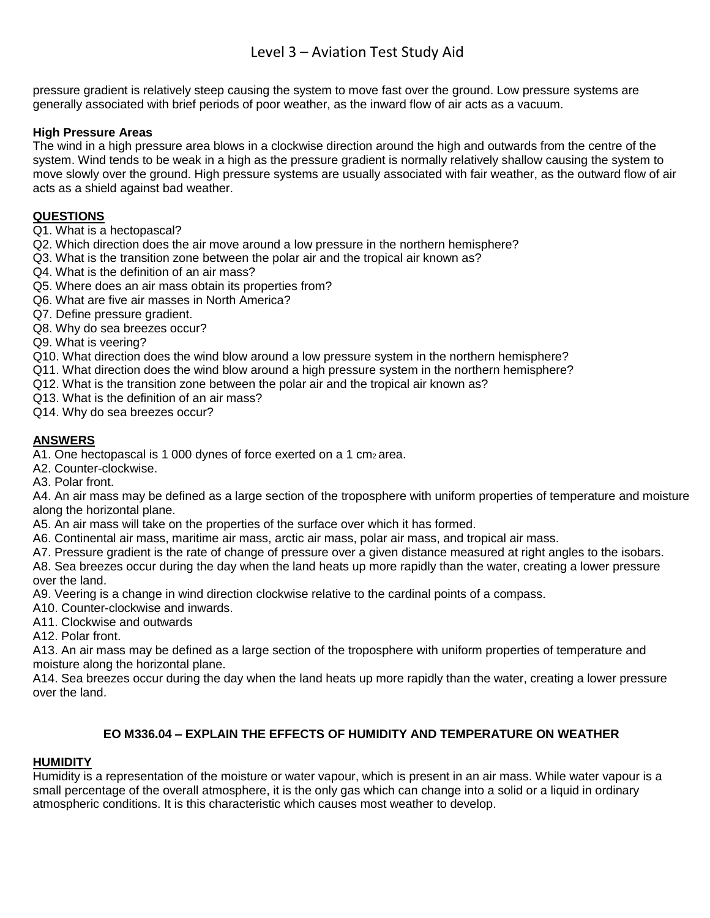pressure gradient is relatively steep causing the system to move fast over the ground. Low pressure systems are generally associated with brief periods of poor weather, as the inward flow of air acts as a vacuum.

**High Pressure Areas**

The wind in a high pressure area blows in a clockwise direction around the high and outwards from the centre of the system. Wind tends to be weak in a high as the pressure gradient is normally relatively shallow causing the system to move slowly over the ground. High pressure systems are usually associated with fair weather, as the outward flow of air acts as a shield against bad weather.

**QUESTIONS**

Q1. What is a hectopascal?
Q2. Which direction does the air move around a low pressure in the northern hemisphere?
Q3. What is the transition zone between the polar air and the tropical air known as?
Q4. What is the definition of an air mass?
Q5. Where does an air mass obtain its properties from?
Q6. What are five air masses in North America?
Q7. Define pressure gradient.
Q8. Why do sea breezes occur?
Q9. What is veering?
Q10. What direction does the wind blow around a low pressure system in the northern hemisphere?
Q11. What direction does the wind blow around a high pressure system in the northern hemisphere?
Q12. What is the transition zone between the polar air and the tropical air known as?
Q13. What is the definition of an air mass?
Q14. Why do sea breezes occur?

**ANSWERS**

A1. One hectopascal is 1 000 dynes of force exerted on a 1 $cm^2$ area.
A2. Counter-clockwise.
A3. Polar front.
A4. An air mass may be defined as a large section of the troposphere with uniform properties of temperature and moisture along the horizontal plane.
A5. An air mass will take on the properties of the surface over which it has formed.
A6. Continental air mass, maritime air mass, arctic air mass, polar air mass, and tropical air mass.
A7. Pressure gradient is the rate of change of pressure over a given distance measured at right angles to the isobars.
A8. Sea breezes occur during the day when the land heats up more rapidly than the water, creating a lower pressure over the land.
A9. Veering is a change in wind direction clockwise relative to the cardinal points of a compass.
A10. Counter-clockwise and inwards.
A11. Clockwise and outwards
A12. Polar front.
A13. An air mass may be defined as a large section of the troposphere with uniform properties of temperature and moisture along the horizontal plane.
A14. Sea breezes occur during the day when the land heats up more rapidly than the water, creating a lower pressure over the land.

## EO M336.04 – EXPLAIN THE EFFECTS OF HUMIDITY AND TEMPERATURE ON WEATHER

**HUMIDITY**

Humidity is a representation of the moisture or water vapour, which is present in an air mass. While water vapour is a small percentage of the overall atmosphere, it is the only gas which can change into a solid or a liquid in ordinary atmospheric conditions. It is this characteristic which causes most weather to develop.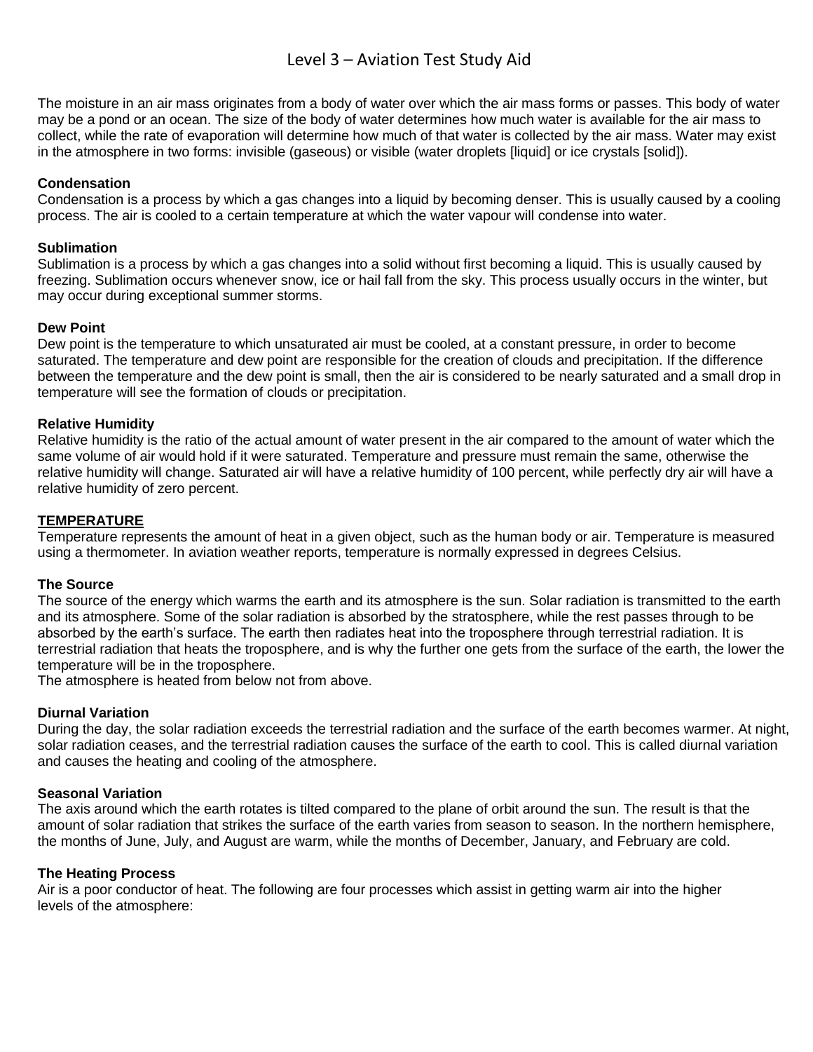The moisture in an air mass originates from a body of water over which the air mass forms or passes. This body of water may be a pond or an ocean. The size of the body of water determines how much water is available for the air mass to collect, while the rate of evaporation will determine how much of that water is collected by the air mass. Water may exist in the atmosphere in two forms: invisible (gaseous) or visible (water droplets [liquid] or ice crystals [solid]).

#### Condensation

Condensation is a process by which a gas changes into a liquid by becoming denser. This is usually caused by a cooling process. The air is cooled to a certain temperature at which the water vapour will condense into water.

#### Sublimation

Sublimation is a process by which a gas changes into a solid without first becoming a liquid. This is usually caused by freezing. Sublimation occurs whenever snow, ice or hail fall from the sky. This process usually occurs in the winter, but may occur during exceptional summer storms.

#### Dew Point

Dew point is the temperature to which unsaturated air must be cooled, at a constant pressure, in order to become saturated. The temperature and dew point are responsible for the creation of clouds and precipitation. If the difference between the temperature and the dew point is small, then the air is considered to be nearly saturated and a small drop in temperature will see the formation of clouds or precipitation.

#### Relative Humidity

Relative humidity is the ratio of the actual amount of water present in the air compared to the amount of water which the same volume of air would hold if it were saturated. Temperature and pressure must remain the same, otherwise the relative humidity will change. Saturated air will have a relative humidity of 100 percent, while perfectly dry air will have a relative humidity of zero percent.

### TEMPERATURE

Temperature represents the amount of heat in a given object, such as the human body or air. Temperature is measured using a thermometer. In aviation weather reports, temperature is normally expressed in degrees Celsius.

#### The Source

The source of the energy which warms the earth and its atmosphere is the sun. Solar radiation is transmitted to the earth and its atmosphere. Some of the solar radiation is absorbed by the stratosphere, while the rest passes through to be absorbed by the earth's surface. The earth then radiates heat into the troposphere through terrestrial radiation. It is terrestrial radiation that heats the troposphere, and is why the further one gets from the surface of the earth, the lower the temperature will be in the troposphere.

The atmosphere is heated from below not from above.

#### Diurnal Variation

During the day, the solar radiation exceeds the terrestrial radiation and the surface of the earth becomes warmer. At night, solar radiation ceases, and the terrestrial radiation causes the surface of the earth to cool. This is called diurnal variation and causes the heating and cooling of the atmosphere.

#### Seasonal Variation

The axis around which the earth rotates is tilted compared to the plane of orbit around the sun. The result is that the amount of solar radiation that strikes the surface of the earth varies from season to season. In the northern hemisphere, the months of June, July, and August are warm, while the months of December, January, and February are cold.

#### The Heating Process

Air is a poor conductor of heat. The following are four processes which assist in getting warm air into the higher levels of the atmosphere: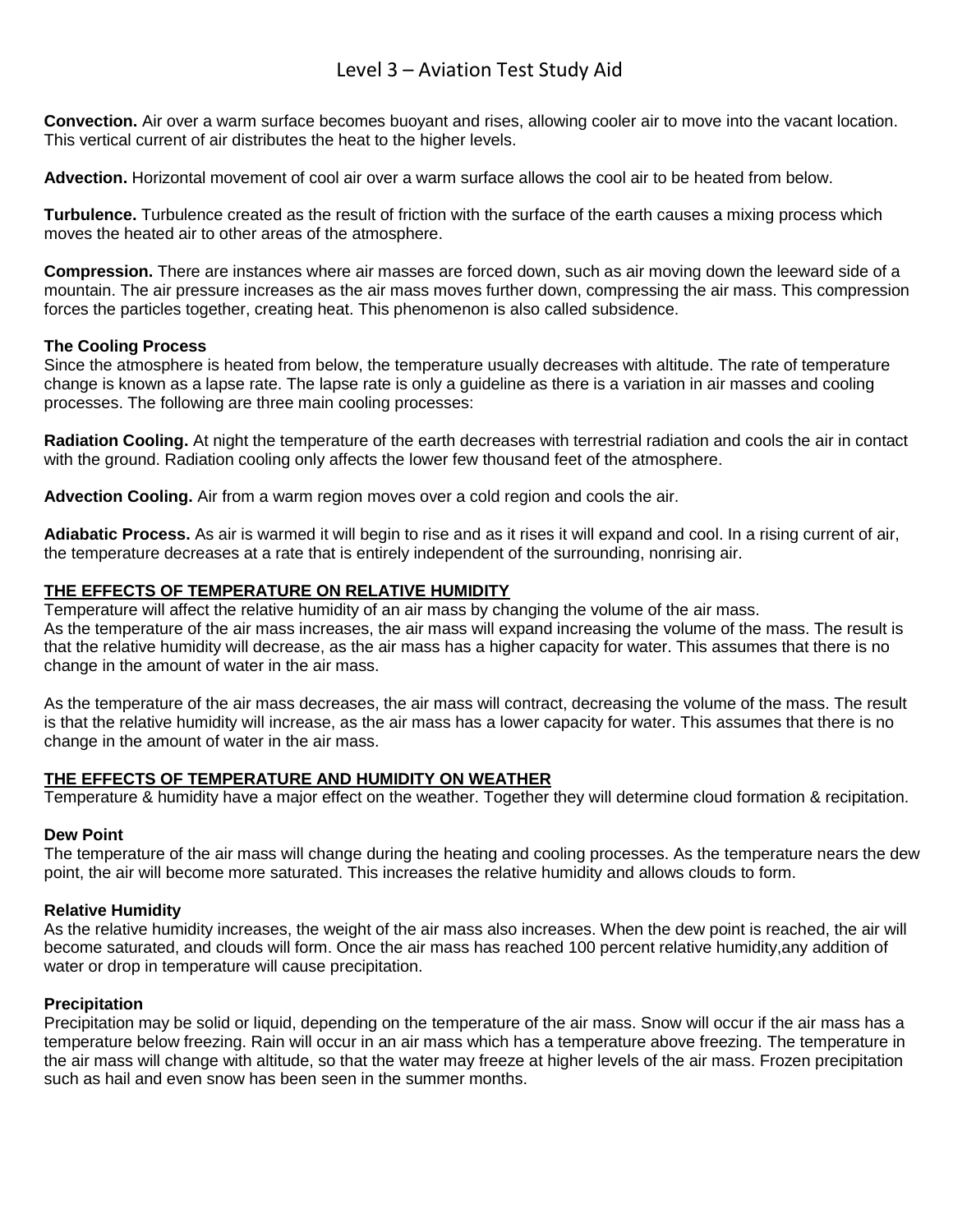# Level 3 – Aviation Test Study Aid

**Convection.** Air over a warm surface becomes buoyant and rises, allowing cooler air to move into the vacant location. This vertical current of air distributes the heat to the higher levels.

**Advection.** Horizontal movement of cool air over a warm surface allows the cool air to be heated from below.

**Turbulence.** Turbulence created as the result of friction with the surface of the earth causes a mixing process which moves the heated air to other areas of the atmosphere.

**Compression.** There are instances where air masses are forced down, such as air moving down the leeward side of a mountain. The air pressure increases as the air mass moves further down, compressing the air mass. This compression forces the particles together, creating heat. This phenomenon is also called subsidence.

### The Cooling Process

Since the atmosphere is heated from below, the temperature usually decreases with altitude. The rate of temperature change is known as a lapse rate. The lapse rate is only a guideline as there is a variation in air masses and cooling processes. The following are three main cooling processes:

**Radiation Cooling.** At night the temperature of the earth decreases with terrestrial radiation and cools the air in contact with the ground. Radiation cooling only affects the lower few thousand feet of the atmosphere.

**Advection Cooling.** Air from a warm region moves over a cold region and cools the air.

**Adiabatic Process.** As air is warmed it will begin to rise and as it rises it will expand and cool. In a rising current of air, the temperature decreases at a rate that is entirely independent of the surrounding, nonrising air.

## THE EFFECTS OF TEMPERATURE ON RELATIVE HUMIDITY

Temperature will affect the relative humidity of an air mass by changing the volume of the air mass.
As the temperature of the air mass increases, the air mass will expand increasing the volume of the mass. The result is that the relative humidity will decrease, as the air mass has a higher capacity for water. This assumes that there is no change in the amount of water in the air mass.

As the temperature of the air mass decreases, the air mass will contract, decreasing the volume of the mass. The result is that the relative humidity will increase, as the air mass has a lower capacity for water. This assumes that there is no change in the amount of water in the air mass.

## THE EFFECTS OF TEMPERATURE AND HUMIDITY ON WEATHER

Temperature & humidity have a major effect on the weather. Together they will determine cloud formation & recipitation.

### Dew Point

The temperature of the air mass will change during the heating and cooling processes. As the temperature nears the dew point, the air will become more saturated. This increases the relative humidity and allows clouds to form.

### Relative Humidity

As the relative humidity increases, the weight of the air mass also increases. When the dew point is reached, the air will become saturated, and clouds will form. Once the air mass has reached 100 percent relative humidity,any addition of water or drop in temperature will cause precipitation.

### Precipitation

Precipitation may be solid or liquid, depending on the temperature of the air mass. Snow will occur if the air mass has a temperature below freezing. Rain will occur in an air mass which has a temperature above freezing. The temperature in the air mass will change with altitude, so that the water may freeze at higher levels of the air mass. Frozen precipitation such as hail and even snow has been seen in the summer months.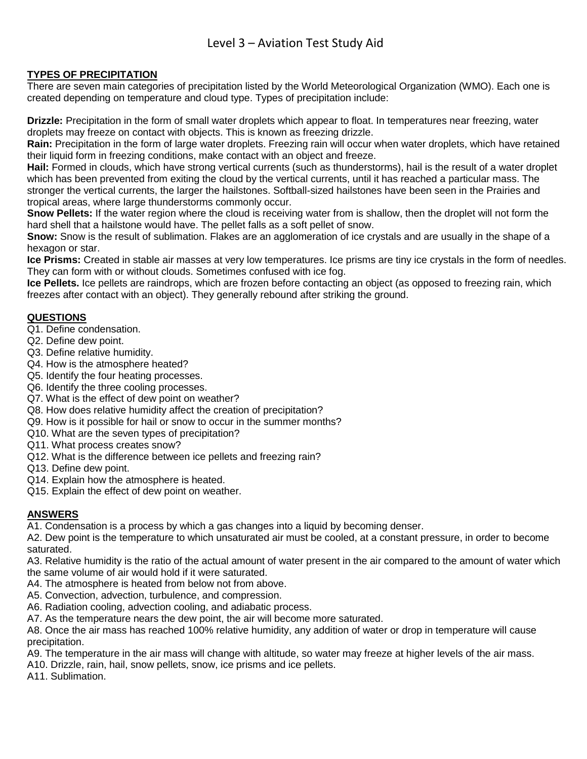# Level 3 – Aviation Test Study Aid

**TYPES OF PRECIPITATION**

There are seven main categories of precipitation listed by the World Meteorological Organization (WMO). Each one is created depending on temperature and cloud type. Types of precipitation include:

**Drizzle:** Precipitation in the form of small water droplets which appear to float. In temperatures near freezing, water droplets may freeze on contact with objects. This is known as freezing drizzle.
**Rain:** Precipitation in the form of large water droplets. Freezing rain will occur when water droplets, which have retained their liquid form in freezing conditions, make contact with an object and freeze.
**Hail:** Formed in clouds, which have strong vertical currents (such as thunderstorms), hail is the result of a water droplet which has been prevented from exiting the cloud by the vertical currents, until it has reached a particular mass. The stronger the vertical currents, the larger the hailstones. Softball-sized hailstones have been seen in the Prairies and tropical areas, where large thunderstorms commonly occur.
**Snow Pellets:** If the water region where the cloud is receiving water from is shallow, then the droplet will not form the hard shell that a hailstone would have. The pellet falls as a soft pellet of snow.
**Snow:** Snow is the result of sublimation. Flakes are an agglomeration of ice crystals and are usually in the shape of a hexagon or star.
**Ice Prisms:** Created in stable air masses at very low temperatures. Ice prisms are tiny ice crystals in the form of needles. They can form with or without clouds. Sometimes confused with ice fog.
**Ice Pellets.** Ice pellets are raindrops, which are frozen before contacting an object (as opposed to freezing rain, which freezes after contact with an object). They generally rebound after striking the ground.

**QUESTIONS**

Q1. Define condensation.
Q2. Define dew point.
Q3. Define relative humidity.
Q4. How is the atmosphere heated?
Q5. Identify the four heating processes.
Q6. Identify the three cooling processes.
Q7. What is the effect of dew point on weather?
Q8. How does relative humidity affect the creation of precipitation?
Q9. How is it possible for hail or snow to occur in the summer months?
Q10. What are the seven types of precipitation?
Q11. What process creates snow?
Q12. What is the difference between ice pellets and freezing rain?
Q13. Define dew point.
Q14. Explain how the atmosphere is heated.
Q15. Explain the effect of dew point on weather.

**ANSWERS**

A1. Condensation is a process by which a gas changes into a liquid by becoming denser.
A2. Dew point is the temperature to which unsaturated air must be cooled, at a constant pressure, in order to become saturated.
A3. Relative humidity is the ratio of the actual amount of water present in the air compared to the amount of water which the same volume of air would hold if it were saturated.
A4. The atmosphere is heated from below not from above.
A5. Convection, advection, turbulence, and compression.
A6. Radiation cooling, advection cooling, and adiabatic process.
A7. As the temperature nears the dew point, the air will become more saturated.
A8. Once the air mass has reached 100% relative humidity, any addition of water or drop in temperature will cause precipitation.
A9. The temperature in the air mass will change with altitude, so water may freeze at higher levels of the air mass.
A10. Drizzle, rain, hail, snow pellets, snow, ice prisms and ice pellets.
A11. Sublimation.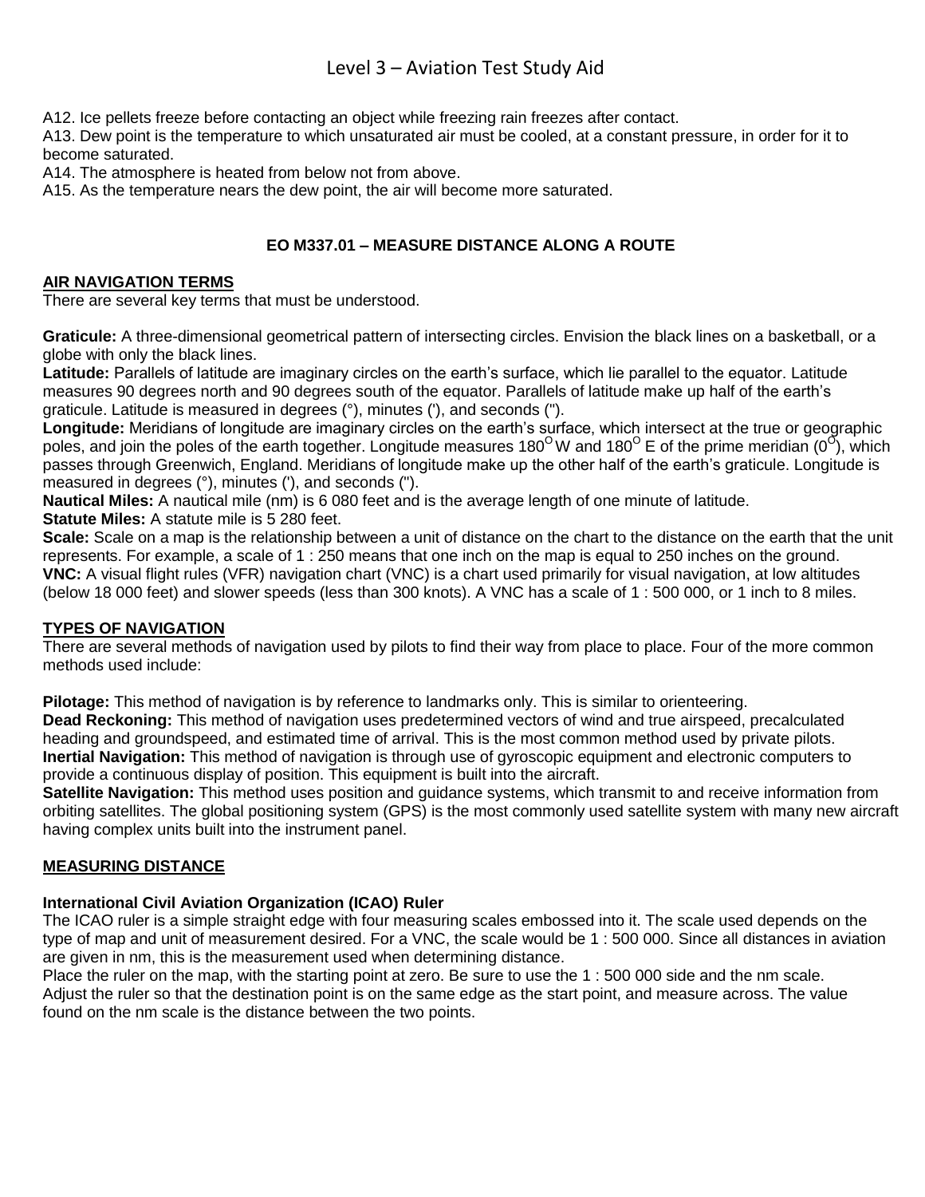A12. Ice pellets freeze before contacting an object while freezing rain freezes after contact.
A13. Dew point is the temperature to which unsaturated air must be cooled, at a constant pressure, in order for it to become saturated.
A14. The atmosphere is heated from below not from above.
A15. As the temperature nears the dew point, the air will become more saturated.

## EO M337.01 – MEASURE DISTANCE ALONG A ROUTE

### AIR NAVIGATION TERMS

There are several key terms that must be understood.

**Graticule:** A three-dimensional geometrical pattern of intersecting circles. Envision the black lines on a basketball, or a globe with only the black lines.
**Latitude:** Parallels of latitude are imaginary circles on the earth's surface, which lie parallel to the equator. Latitude measures 90 degrees north and 90 degrees south of the equator. Parallels of latitude make up half of the earth's graticule. Latitude is measured in degrees (°), minutes ('), and seconds (").
**Longitude:** Meridians of longitude are imaginary circles on the earth's surface, which intersect at the true or geographic poles, and join the poles of the earth together. Longitude measures $180^{O}$ W and $180^{O}$ E of the prime meridian ($0^{O}$), which passes through Greenwich, England. Meridians of longitude make up the other half of the earth's graticule. Longitude is measured in degrees (°), minutes ('), and seconds (").
**Nautical Miles:** A nautical mile (nm) is 6 080 feet and is the average length of one minute of latitude.
**Statute Miles:** A statute mile is 5 280 feet.
**Scale:** Scale on a map is the relationship between a unit of distance on the chart to the distance on the earth that the unit represents. For example, a scale of 1 : 250 means that one inch on the map is equal to 250 inches on the ground.
**VNC:** A visual flight rules (VFR) navigation chart (VNC) is a chart used primarily for visual navigation, at low altitudes (below 18 000 feet) and slower speeds (less than 300 knots). A VNC has a scale of 1 : 500 000, or 1 inch to 8 miles.

### TYPES OF NAVIGATION

There are several methods of navigation used by pilots to find their way from place to place. Four of the more common methods used include:

**Pilotage:** This method of navigation is by reference to landmarks only. This is similar to orienteering.
**Dead Reckoning:** This method of navigation uses predetermined vectors of wind and true airspeed, precalculated heading and groundspeed, and estimated time of arrival. This is the most common method used by private pilots.
**Inertial Navigation:** This method of navigation is through use of gyroscopic equipment and electronic computers to provide a continuous display of position. This equipment is built into the aircraft.
**Satellite Navigation:** This method uses position and guidance systems, which transmit to and receive information from orbiting satellites. The global positioning system (GPS) is the most commonly used satellite system with many new aircraft having complex units built into the instrument panel.

### MEASURING DISTANCE

**International Civil Aviation Organization (ICAO) Ruler**
The ICAO ruler is a simple straight edge with four measuring scales embossed into it. The scale used depends on the type of map and unit of measurement desired. For a VNC, the scale would be 1 : 500 000. Since all distances in aviation are given in nm, this is the measurement used when determining distance.
Place the ruler on the map, with the starting point at zero. Be sure to use the 1 : 500 000 side and the nm scale. Adjust the ruler so that the destination point is on the same edge as the start point, and measure across. The value found on the nm scale is the distance between the two points.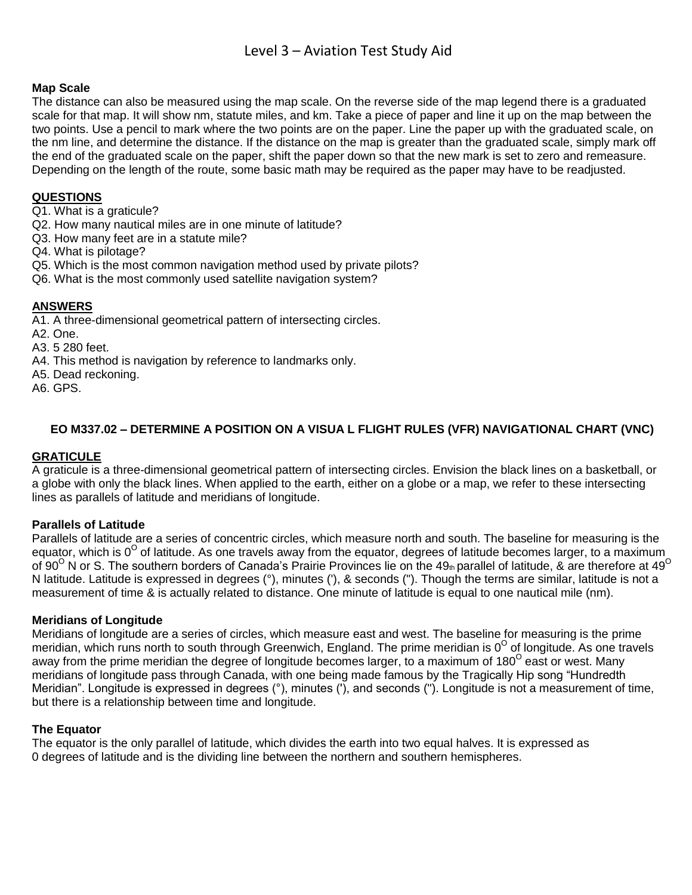**Map Scale**

The distance can also be measured using the map scale. On the reverse side of the map legend there is a graduated scale for that map. It will show nm, statute miles, and km. Take a piece of paper and line it up on the map between the two points. Use a pencil to mark where the two points are on the paper. Line the paper up with the graduated scale, on the nm line, and determine the distance. If the distance on the map is greater than the graduated scale, simply mark off the end of the graduated scale on the paper, shift the paper down so that the new mark is set to zero and remeasure. Depending on the length of the route, some basic math may be required as the paper may have to be readjusted.

**QUESTIONS**

Q1. What is a graticule?
Q2. How many nautical miles are in one minute of latitude?
Q3. How many feet are in a statute mile?
Q4. What is pilotage?
Q5. Which is the most common navigation method used by private pilots?
Q6. What is the most commonly used satellite navigation system?

**ANSWERS**

A1. A three-dimensional geometrical pattern of intersecting circles.
A2. One.
A3. 5 280 feet.
A4. This method is navigation by reference to landmarks only.
A5. Dead reckoning.
A6. GPS.

## EO M337.02 – DETERMINE A POSITION ON A VISUA L FLIGHT RULES (VFR) NAVIGATIONAL CHART (VNC)

**GRATICULE**

A graticule is a three-dimensional geometrical pattern of intersecting circles. Envision the black lines on a basketball, or a globe with only the black lines. When applied to the earth, either on a globe or a map, we refer to these intersecting lines as parallels of latitude and meridians of longitude.

**Parallels of Latitude**

Parallels of latitude are a series of concentric circles, which measure north and south. The baseline for measuring is the equator, which is 0$^{O}$ of latitude. As one travels away from the equator, degrees of latitude becomes larger, to a maximum of 90$^{O}$ N or S. The southern borders of Canada's Prairie Provinces lie on the 49th parallel of latitude, & are therefore at 49$^{O}$ N latitude. Latitude is expressed in degrees (°), minutes ('), & seconds ("). Though the terms are similar, latitude is not a measurement of time & is actually related to distance. One minute of latitude is equal to one nautical mile (nm).

**Meridians of Longitude**

Meridians of longitude are a series of circles, which measure east and west. The baseline for measuring is the prime meridian, which runs north to south through Greenwich, England. The prime meridian is 0$^{O}$ of longitude. As one travels away from the prime meridian the degree of longitude becomes larger, to a maximum of 180$^{O}$ east or west. Many meridians of longitude pass through Canada, with one being made famous by the Tragically Hip song "Hundredth Meridian". Longitude is expressed in degrees (°), minutes ('), and seconds ("). Longitude is not a measurement of time, but there is a relationship between time and longitude.

**The Equator**

The equator is the only parallel of latitude, which divides the earth into two equal halves. It is expressed as 0 degrees of latitude and is the dividing line between the northern and southern hemispheres.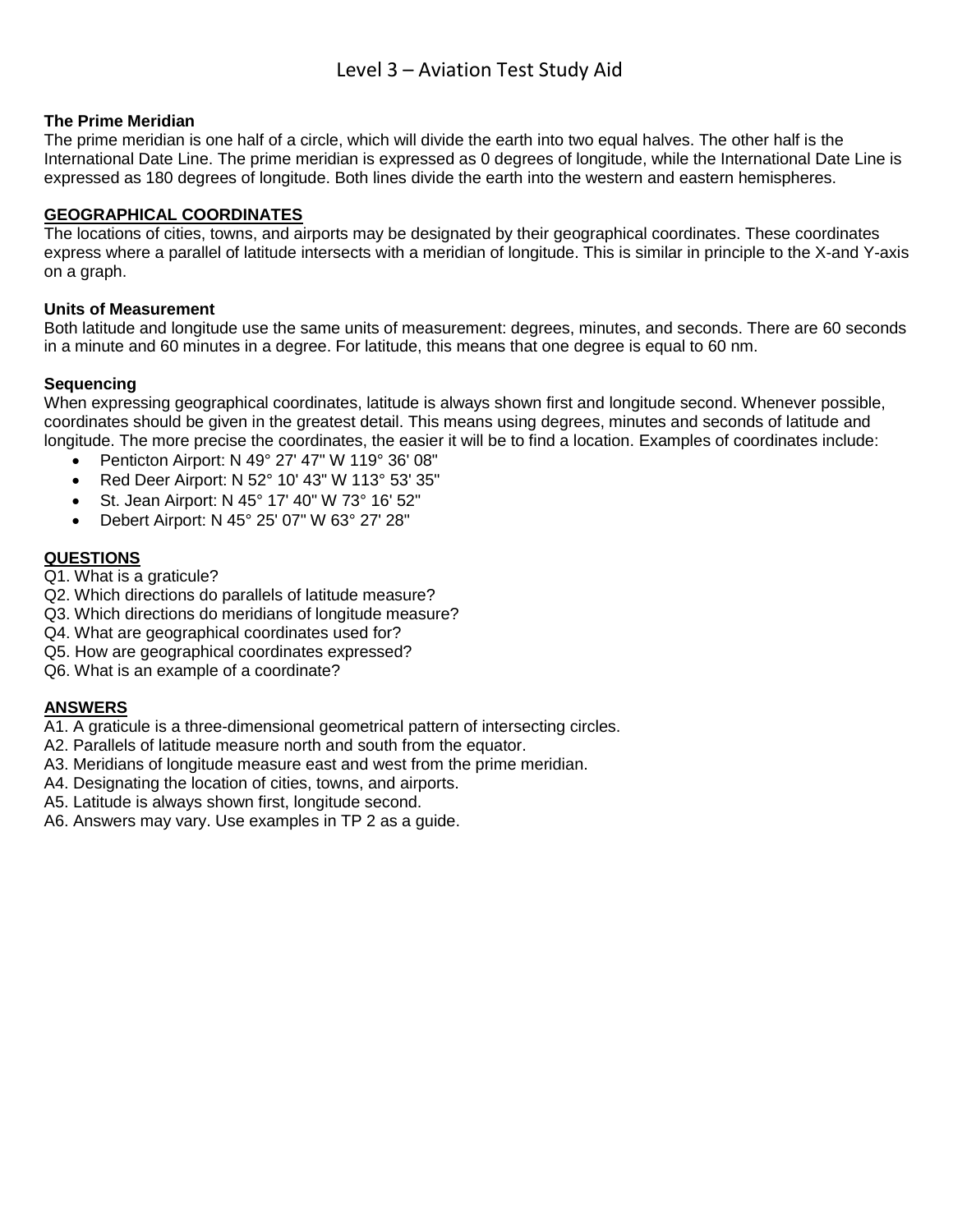# Level 3 – Aviation Test Study Aid

**The Prime Meridian**

The prime meridian is one half of a circle, which will divide the earth into two equal halves. The other half is the International Date Line. The prime meridian is expressed as 0 degrees of longitude, while the International Date Line is expressed as 180 degrees of longitude. Both lines divide the earth into the western and eastern hemispheres.

**GEOGRAPHICAL COORDINATES**

The locations of cities, towns, and airports may be designated by their geographical coordinates. These coordinates express where a parallel of latitude intersects with a meridian of longitude. This is similar in principle to the X-and Y-axis on a graph.

**Units of Measurement**

Both latitude and longitude use the same units of measurement: degrees, minutes, and seconds. There are 60 seconds in a minute and 60 minutes in a degree. For latitude, this means that one degree is equal to 60 nm.

**Sequencing**

When expressing geographical coordinates, latitude is always shown first and longitude second. Whenever possible, coordinates should be given in the greatest detail. This means using degrees, minutes and seconds of latitude and longitude. The more precise the coordinates, the easier it will be to find a location. Examples of coordinates include:

- Penticton Airport: N 49° 27' 47" W 119° 36' 08"
- Red Deer Airport: N 52° 10' 43" W 113° 53' 35"
- St. Jean Airport: N 45° 17' 40" W 73° 16' 52"
- Debert Airport: N 45° 25' 07" W 63° 27' 28"

**QUESTIONS**

Q1. What is a graticule?
Q2. Which directions do parallels of latitude measure?
Q3. Which directions do meridians of longitude measure?
Q4. What are geographical coordinates used for?
Q5. How are geographical coordinates expressed?
Q6. What is an example of a coordinate?

**ANSWERS**

A1. A graticule is a three-dimensional geometrical pattern of intersecting circles.
A2. Parallels of latitude measure north and south from the equator.
A3. Meridians of longitude measure east and west from the prime meridian.
A4. Designating the location of cities, towns, and airports.
A5. Latitude is always shown first, longitude second.
A6. Answers may vary. Use examples in TP 2 as a guide.